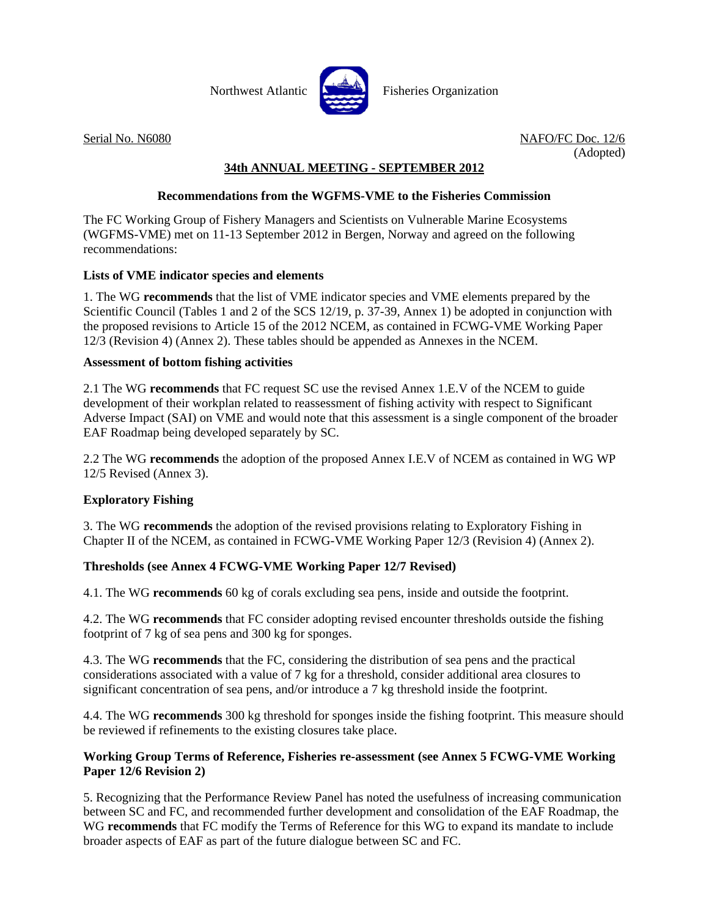Northwest Atlantic Fisheries Organization

Serial No. N6080 NAFO/FC Doc. 12/6
(Adopted)

## 34th ANNUAL MEETING - SEPTEMBER 2012

### Recommendations from the WGFMS-VME to the Fisheries Commission

The FC Working Group of Fishery Managers and Scientists on Vulnerable Marine Ecosystems (WGFMS-VME) met on 11-13 September 2012 in Bergen, Norway and agreed on the following recommendations:

**Lists of VME indicator species and elements**

1. The WG **recommends** that the list of VME indicator species and VME elements prepared by the Scientific Council (Tables 1 and 2 of the SCS 12/19, p. 37-39, Annex 1) be adopted in conjunction with the proposed revisions to Article 15 of the 2012 NCEM, as contained in FCWG-VME Working Paper 12/3 (Revision 4) (Annex 2). These tables should be appended as Annexes in the NCEM.

**Assessment of bottom fishing activities**

2.1 The WG **recommends** that FC request SC use the revised Annex 1.E.V of the NCEM to guide development of their workplan related to reassessment of fishing activity with respect to Significant Adverse Impact (SAI) on VME and would note that this assessment is a single component of the broader EAF Roadmap being developed separately by SC.

2.2 The WG **recommends** the adoption of the proposed Annex I.E.V of NCEM as contained in WG WP 12/5 Revised (Annex 3).

**Exploratory Fishing**

3. The WG **recommends** the adoption of the revised provisions relating to Exploratory Fishing in Chapter II of the NCEM, as contained in FCWG-VME Working Paper 12/3 (Revision 4) (Annex 2).

**Thresholds (see Annex 4 FCWG-VME Working Paper 12/7 Revised)**

4.1. The WG **recommends** 60 kg of corals excluding sea pens, inside and outside the footprint.

4.2. The WG **recommends** that FC consider adopting revised encounter thresholds outside the fishing footprint of 7 kg of sea pens and 300 kg for sponges.

4.3. The WG **recommends** that the FC, considering the distribution of sea pens and the practical considerations associated with a value of 7 kg for a threshold, consider additional area closures to significant concentration of sea pens, and/or introduce a 7 kg threshold inside the footprint.

4.4. The WG **recommends** 300 kg threshold for sponges inside the fishing footprint. This measure should be reviewed if refinements to the existing closures take place.

**Working Group Terms of Reference, Fisheries re-assessment (see Annex 5 FCWG-VME Working Paper 12/6 Revision 2)**

5. Recognizing that the Performance Review Panel has noted the usefulness of increasing communication between SC and FC, and recommended further development and consolidation of the EAF Roadmap, the WG **recommends** that FC modify the Terms of Reference for this WG to expand its mandate to include broader aspects of EAF as part of the future dialogue between SC and FC.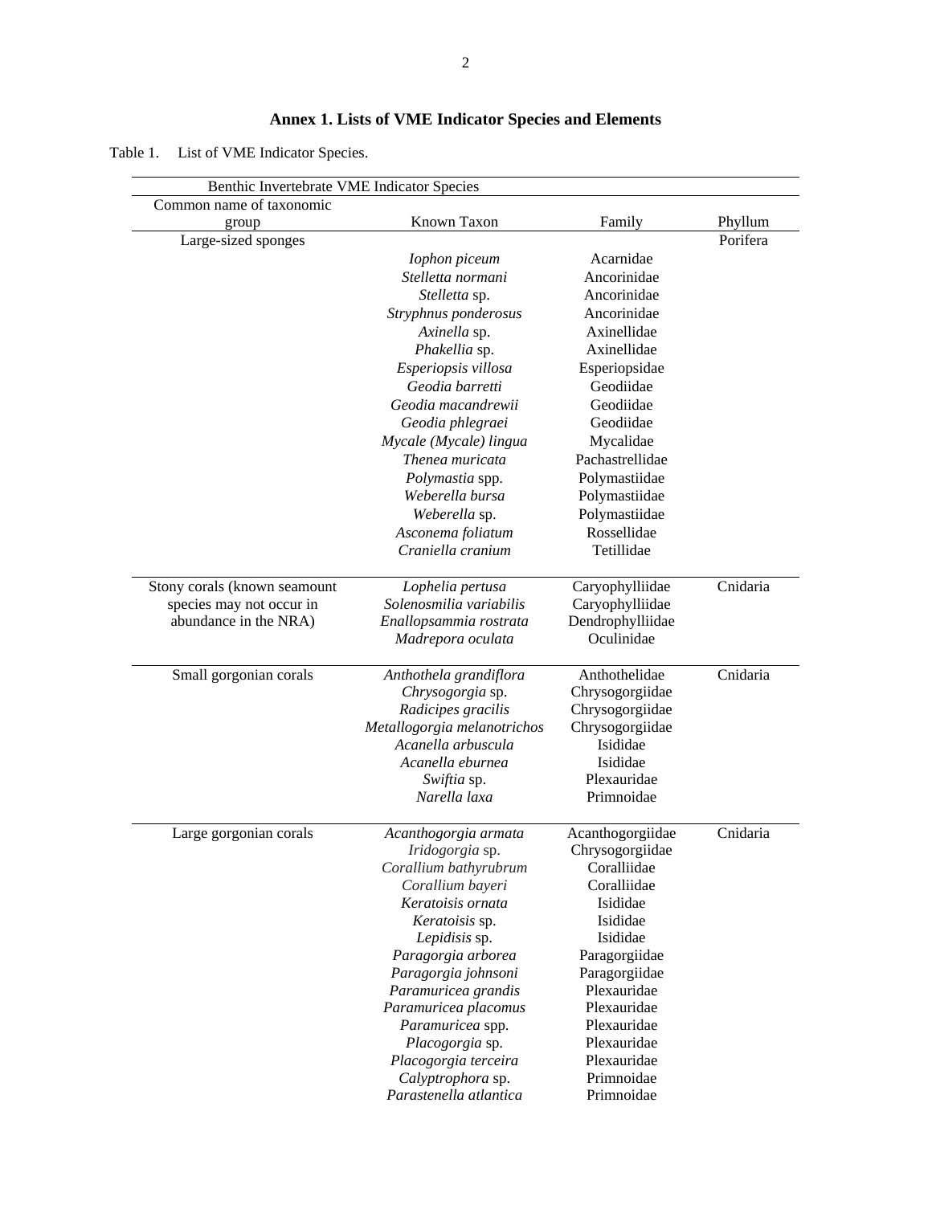# Annex 1. Lists of VME Indicator Species and Elements

Table 1. List of VME Indicator Species.

| Benthic Invertebrate VME Indicator Species | | | |
|---|---|---|---|
| Common name of taxonomic group | Known Taxon | Family | Phyllum |
| Large-sized sponges | | | Porifera |
| | *Iophon piceum* | Acarnidae | |
| | *Stelletta normani* | Ancorinidae | |
| | *Stelletta* sp. | Ancorinidae | |
| | *Stryphnus ponderosus* | Ancorinidae | |
| | *Axinella* sp. | Axinellidae | |
| | *Phakellia* sp. | Axinellidae | |
| | *Esperiopsis villosa* | Esperiopsidae | |
| | *Geodia barretti* | Geodiidae | |
| | *Geodia macandrewii* | Geodiidae | |
| | *Geodia phlegraei* | Geodiidae | |
| | *Mycale (Mycale) lingua* | Mycalidae | |
| | *Thenea muricata* | Pachastrellidae | |
| | *Polymastia* spp. | Polymastiidae | |
| | *Weberella bursa* | Polymastiidae | |
| | *Weberella* sp. | Polymastiidae | |
| | *Asconema foliatum* | Rossellidae | |
| | *Craniella cranium* | Tetillidae | |
| Stony corals (known seamount species may not occur in abundance in the NRA) | *Lophelia pertusa* | Caryophylliidae | Cnidaria |
| | *Solenosmilia variabilis* | Caryophylliidae | |
| | *Enallopsammia rostrata* | Dendrophylliidae | |
| | *Madrepora oculata* | Oculinidae | |
| Small gorgonian corals | *Anthothela grandiflora* | Anthothelidae | Cnidaria |
| | *Chrysogorgia* sp. | Chrysogorgiidae | |
| | *Radicipes gracilis* | Chrysogorgiidae | |
| | *Metallogorgia melanotrichos* | Chrysogorgiidae | |
| | *Acanella arbuscula* | Isididae | |
| | *Acanella eburnea* | Isididae | |
| | *Swiftia* sp. | Plexauridae | |
| | *Narella laxa* | Primnoidae | |
| Large gorgonian corals | *Acanthogorgia armata* | Acanthogorgiidae | Cnidaria |
| | *Iridogorgia* sp. | Chrysogorgiidae | |
| | *Corallium bathyrubrum* | Coralliidae | |
| | *Corallium bayeri* | Coralliidae | |
| | *Keratoisis ornata* | Isididae | |
| | *Keratoisis* sp. | Isididae | |
| | *Lepidisis* sp. | Isididae | |
| | *Paragorgia arborea* | Paragorgiidae | |
| | *Paragorgia johnsoni* | Paragorgiidae | |
| | *Paramuricea grandis* | Plexauridae | |
| | *Paramuricea placomus* | Plexauridae | |
| | *Paramuricea* spp. | Plexauridae | |
| | *Placogorgia* sp. | Plexauridae | |
| | *Placogorgia terceira* | Plexauridae | |
| | *Calyptrophora* sp. | Primnoidae | |
| | *Parastenella atlantica* | Primnoidae | |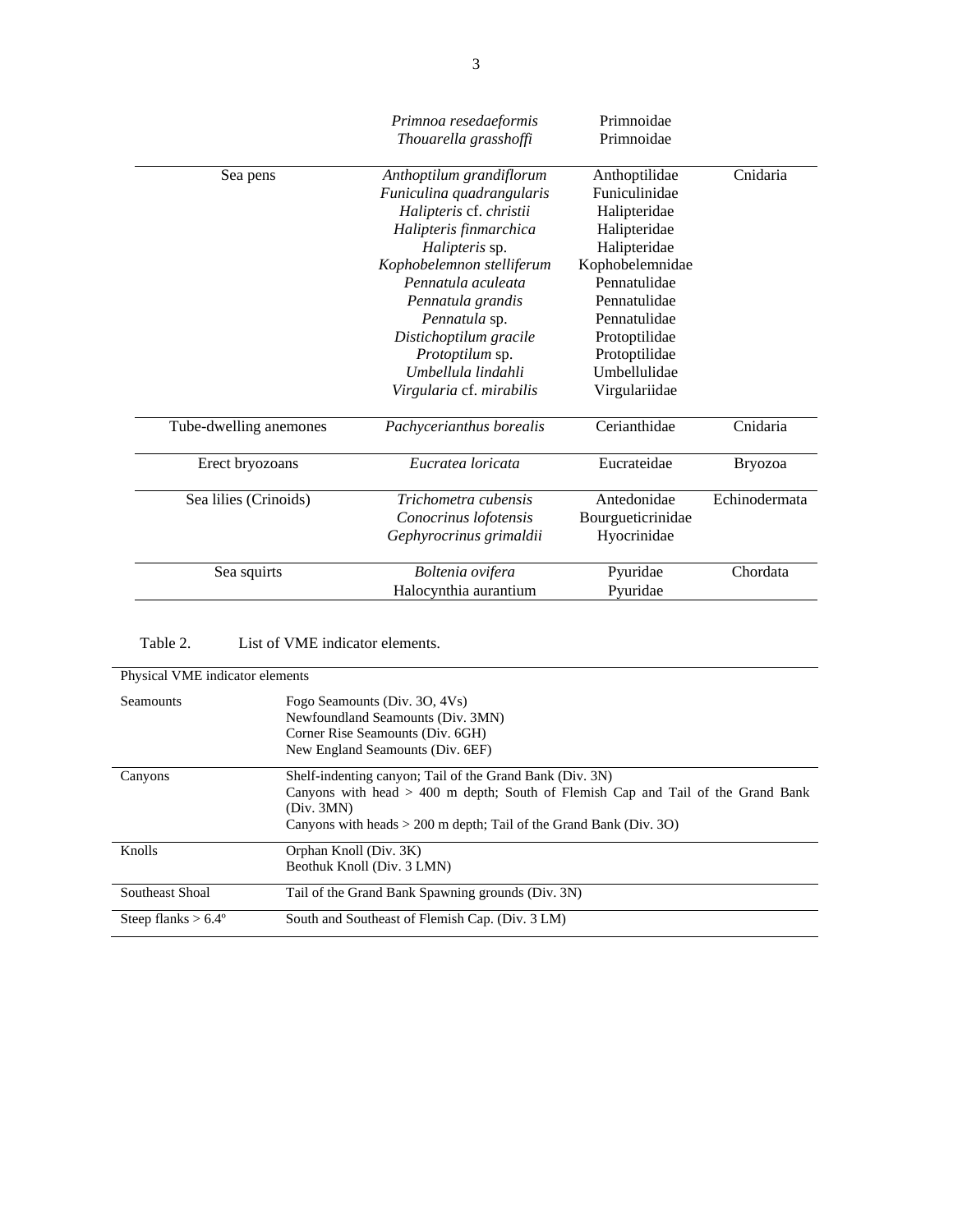| | | | |
|---|---|---|---|
| | *Primnoa resedaeformis* | Primnoidae | |
| | *Thouarella grasshoffi* | Primnoidae | |
| Sea pens | *Anthoptilum grandiflorum* | Anthoptilidae | Cnidaria |
| | *Funiculina quadrangularis* | Funiculinidae | |
| | *Halipteris* cf. *christii* | Halipteridae | |
| | *Halipteris finmarchica* | Halipteridae | |
| | *Halipteris* sp. | Halipteridae | |
| | *Kophobelemnon stelliferum* | Kophobelemnidae | |
| | *Pennatula aculeata* | Pennatulidae | |
| | *Pennatula grandis* | Pennatulidae | |
| | *Pennatula* sp. | Pennatulidae | |
| | *Distichoptilum gracile* | Protoptilidae | |
| | *Protoptilum* sp. | Protoptilidae | |
| | *Umbellula lindahli* | Umbellulidae | |
| | *Virgularia* cf. *mirabilis* | Virgulariidae | |
| Tube-dwelling anemones | *Pachycerianthus borealis* | Cerianthidae | Cnidaria |
| Erect bryozoans | *Eucratea loricata* | Eucrateidae | Bryozoa |
| Sea lilies (Crinoids) | *Trichometra cubensis* | Antedonidae | Echinodermata |
| | *Conocrinus lofotensis* | Bourgueticrinidae | |
| | *Gephyrocrinus grimaldii* | Hyocrinidae | |
| Sea squirts | *Boltenia ovifera* | Pyuridae | Chordata |
| | Halocynthia aurantium | Pyuridae | |

Table 2. List of VME indicator elements.

| Physical VME indicator elements | |
|---|---|
| Seamounts | Fogo Seamounts (Div. 3O, 4Vs)<br>Newfoundland Seamounts (Div. 3MN)<br>Corner Rise Seamounts (Div. 6GH)<br>New England Seamounts (Div. 6EF) |
| Canyons | Shelf-indenting canyon; Tail of the Grand Bank (Div. 3N)<br>Canyons with head > 400 m depth; South of Flemish Cap and Tail of the Grand Bank (Div. 3MN)<br>Canyons with heads > 200 m depth; Tail of the Grand Bank (Div. 3O) |
| Knolls | Orphan Knoll (Div. 3K)<br>Beothuk Knoll (Div. 3 LMN) |
| Southeast Shoal | Tail of the Grand Bank Spawning grounds (Div. 3N) |
| Steep flanks > 6.4º | South and Southeast of Flemish Cap. (Div. 3 LM) |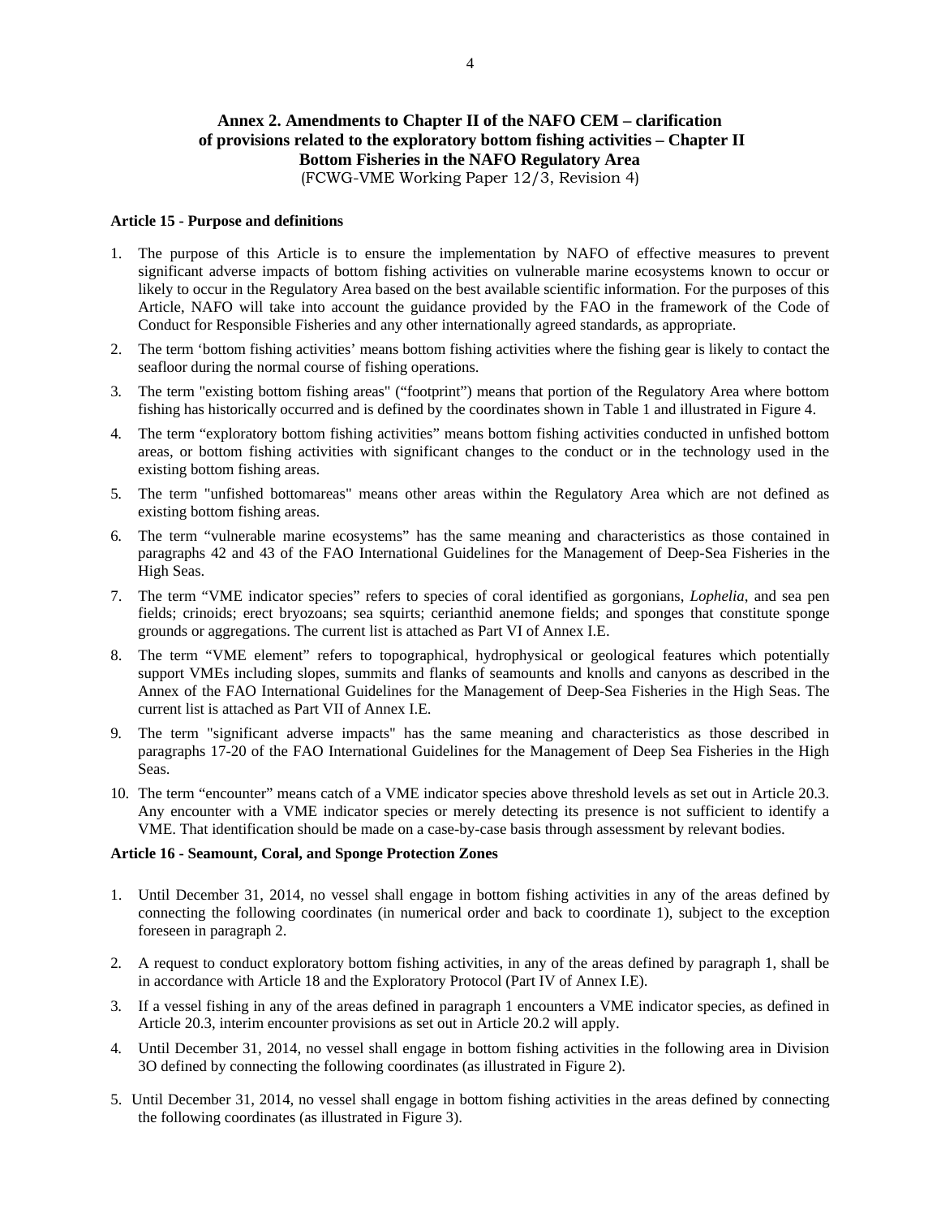## Annex 2. Amendments to Chapter II of the NAFO CEM – clarification of provisions related to the exploratory bottom fishing activities – Chapter II Bottom Fisheries in the NAFO Regulatory Area

(FCWG-VME Working Paper 12/3, Revision 4)

**Article 15 - Purpose and definitions**

1. The purpose of this Article is to ensure the implementation by NAFO of effective measures to prevent significant adverse impacts of bottom fishing activities on vulnerable marine ecosystems known to occur or likely to occur in the Regulatory Area based on the best available scientific information. For the purposes of this Article, NAFO will take into account the guidance provided by the FAO in the framework of the Code of Conduct for Responsible Fisheries and any other internationally agreed standards, as appropriate.
2. The term 'bottom fishing activities' means bottom fishing activities where the fishing gear is likely to contact the seafloor during the normal course of fishing operations.
3. The term "existing bottom fishing areas" ("footprint") means that portion of the Regulatory Area where bottom fishing has historically occurred and is defined by the coordinates shown in Table 1 and illustrated in Figure 4.
4. The term "exploratory bottom fishing activities" means bottom fishing activities conducted in unfished bottom areas, or bottom fishing activities with significant changes to the conduct or in the technology used in the existing bottom fishing areas.
5. The term "unfished bottomareas" means other areas within the Regulatory Area which are not defined as existing bottom fishing areas.
6. The term "vulnerable marine ecosystems" has the same meaning and characteristics as those contained in paragraphs 42 and 43 of the FAO International Guidelines for the Management of Deep-Sea Fisheries in the High Seas.
7. The term "VME indicator species" refers to species of coral identified as gorgonians, *Lophelia*, and sea pen fields; crinoids; erect bryozoans; sea squirts; cerianthid anemone fields; and sponges that constitute sponge grounds or aggregations. The current list is attached as Part VI of Annex I.E.
8. The term "VME element" refers to topographical, hydrophysical or geological features which potentially support VMEs including slopes, summits and flanks of seamounts and knolls and canyons as described in the Annex of the FAO International Guidelines for the Management of Deep-Sea Fisheries in the High Seas. The current list is attached as Part VII of Annex I.E.
9. The term "significant adverse impacts" has the same meaning and characteristics as those described in paragraphs 17-20 of the FAO International Guidelines for the Management of Deep Sea Fisheries in the High Seas.
10. The term "encounter" means catch of a VME indicator species above threshold levels as set out in Article 20.3. Any encounter with a VME indicator species or merely detecting its presence is not sufficient to identify a VME. That identification should be made on a case-by-case basis through assessment by relevant bodies.

**Article 16 - Seamount, Coral, and Sponge Protection Zones**

1. Until December 31, 2014, no vessel shall engage in bottom fishing activities in any of the areas defined by connecting the following coordinates (in numerical order and back to coordinate 1), subject to the exception foreseen in paragraph 2.
2. A request to conduct exploratory bottom fishing activities, in any of the areas defined by paragraph 1, shall be in accordance with Article 18 and the Exploratory Protocol (Part IV of Annex I.E).
3. If a vessel fishing in any of the areas defined in paragraph 1 encounters a VME indicator species, as defined in Article 20.3, interim encounter provisions as set out in Article 20.2 will apply.
4. Until December 31, 2014, no vessel shall engage in bottom fishing activities in the following area in Division 3O defined by connecting the following coordinates (as illustrated in Figure 2).
5. Until December 31, 2014, no vessel shall engage in bottom fishing activities in the areas defined by connecting the following coordinates (as illustrated in Figure 3).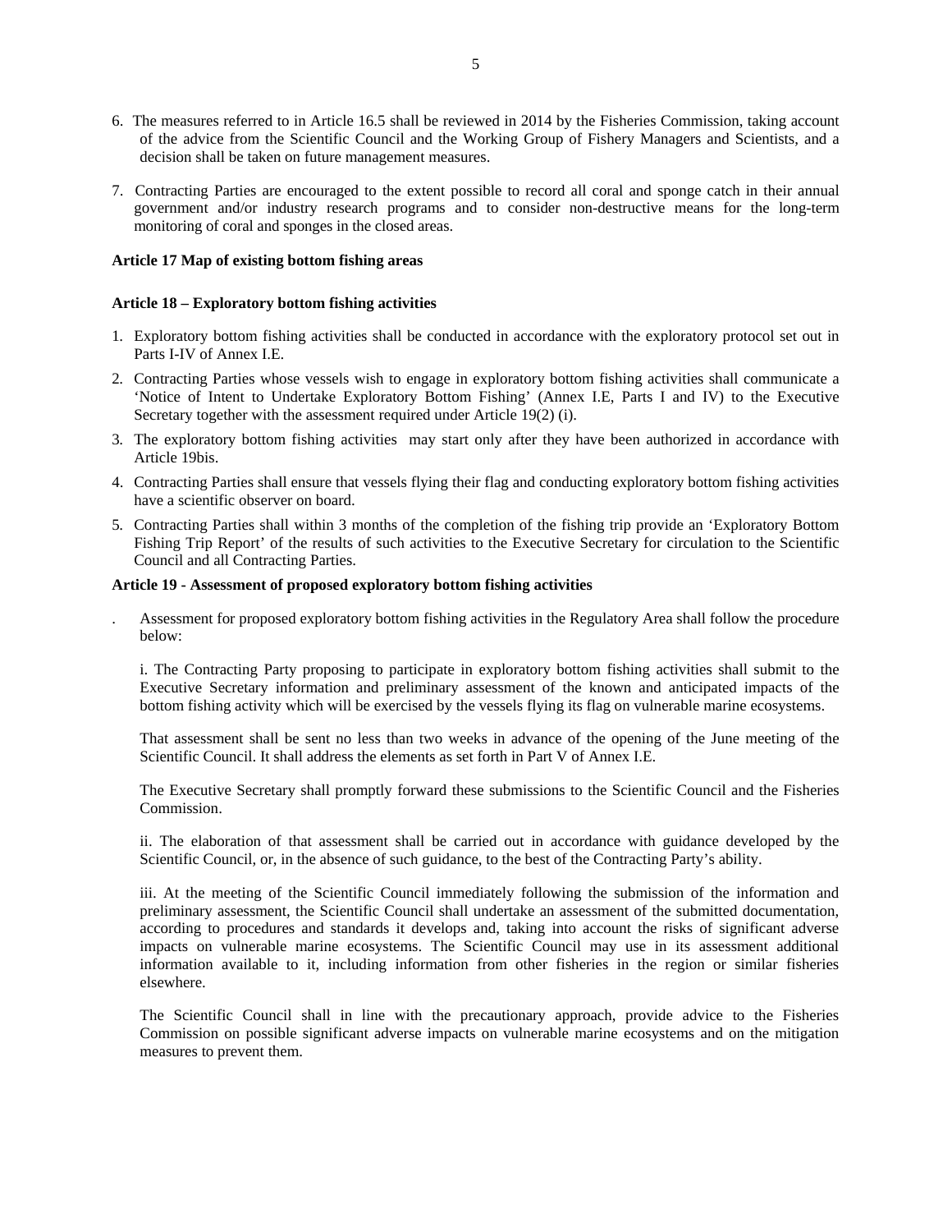6. The measures referred to in Article 16.5 shall be reviewed in 2014 by the Fisheries Commission, taking account of the advice from the Scientific Council and the Working Group of Fishery Managers and Scientists, and a decision shall be taken on future management measures.

7. Contracting Parties are encouraged to the extent possible to record all coral and sponge catch in their annual government and/or industry research programs and to consider non-destructive means for the long-term monitoring of coral and sponges in the closed areas.

**Article 17 Map of existing bottom fishing areas**

**Article 18 – Exploratory bottom fishing activities**

1. Exploratory bottom fishing activities shall be conducted in accordance with the exploratory protocol set out in Parts I-IV of Annex I.E.
2. Contracting Parties whose vessels wish to engage in exploratory bottom fishing activities shall communicate a 'Notice of Intent to Undertake Exploratory Bottom Fishing' (Annex I.E, Parts I and IV) to the Executive Secretary together with the assessment required under Article 19(2) (i).
3. The exploratory bottom fishing activities may start only after they have been authorized in accordance with Article 19bis.
4. Contracting Parties shall ensure that vessels flying their flag and conducting exploratory bottom fishing activities have a scientific observer on board.
5. Contracting Parties shall within 3 months of the completion of the fishing trip provide an 'Exploratory Bottom Fishing Trip Report' of the results of such activities to the Executive Secretary for circulation to the Scientific Council and all Contracting Parties.

**Article 19 - Assessment of proposed exploratory bottom fishing activities**

. Assessment for proposed exploratory bottom fishing activities in the Regulatory Area shall follow the procedure below:

i. The Contracting Party proposing to participate in exploratory bottom fishing activities shall submit to the Executive Secretary information and preliminary assessment of the known and anticipated impacts of the bottom fishing activity which will be exercised by the vessels flying its flag on vulnerable marine ecosystems.

That assessment shall be sent no less than two weeks in advance of the opening of the June meeting of the Scientific Council. It shall address the elements as set forth in Part V of Annex I.E.

The Executive Secretary shall promptly forward these submissions to the Scientific Council and the Fisheries Commission.

ii. The elaboration of that assessment shall be carried out in accordance with guidance developed by the Scientific Council, or, in the absence of such guidance, to the best of the Contracting Party's ability.

iii. At the meeting of the Scientific Council immediately following the submission of the information and preliminary assessment, the Scientific Council shall undertake an assessment of the submitted documentation, according to procedures and standards it develops and, taking into account the risks of significant adverse impacts on vulnerable marine ecosystems. The Scientific Council may use in its assessment additional information available to it, including information from other fisheries in the region or similar fisheries elsewhere.

The Scientific Council shall in line with the precautionary approach, provide advice to the Fisheries Commission on possible significant adverse impacts on vulnerable marine ecosystems and on the mitigation measures to prevent them.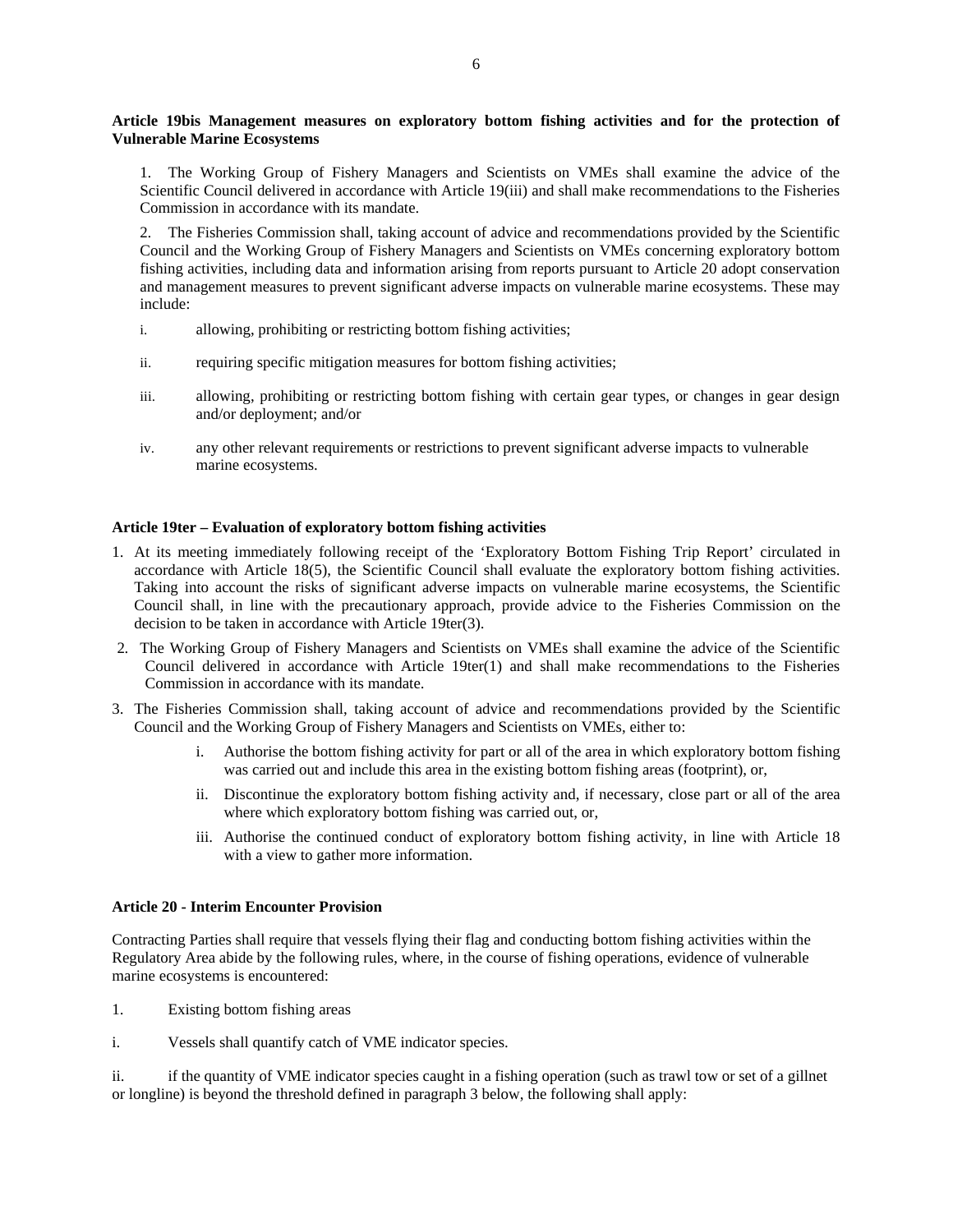**Article 19bis Management measures on exploratory bottom fishing activities and for the protection of Vulnerable Marine Ecosystems**

1. The Working Group of Fishery Managers and Scientists on VMEs shall examine the advice of the Scientific Council delivered in accordance with Article 19(iii) and shall make recommendations to the Fisheries Commission in accordance with its mandate.

2. The Fisheries Commission shall, taking account of advice and recommendations provided by the Scientific Council and the Working Group of Fishery Managers and Scientists on VMEs concerning exploratory bottom fishing activities, including data and information arising from reports pursuant to Article 20 adopt conservation and management measures to prevent significant adverse impacts on vulnerable marine ecosystems. These may include:

i. allowing, prohibiting or restricting bottom fishing activities;

ii. requiring specific mitigation measures for bottom fishing activities;

iii. allowing, prohibiting or restricting bottom fishing with certain gear types, or changes in gear design and/or deployment; and/or

iv. any other relevant requirements or restrictions to prevent significant adverse impacts to vulnerable marine ecosystems.

**Article 19ter – Evaluation of exploratory bottom fishing activities**

1. At its meeting immediately following receipt of the 'Exploratory Bottom Fishing Trip Report' circulated in accordance with Article 18(5), the Scientific Council shall evaluate the exploratory bottom fishing activities. Taking into account the risks of significant adverse impacts on vulnerable marine ecosystems, the Scientific Council shall, in line with the precautionary approach, provide advice to the Fisheries Commission on the decision to be taken in accordance with Article 19ter(3).
2. The Working Group of Fishery Managers and Scientists on VMEs shall examine the advice of the Scientific Council delivered in accordance with Article 19ter(1) and shall make recommendations to the Fisheries Commission in accordance with its mandate.
3. The Fisheries Commission shall, taking account of advice and recommendations provided by the Scientific Council and the Working Group of Fishery Managers and Scientists on VMEs, either to:
   i. Authorise the bottom fishing activity for part or all of the area in which exploratory bottom fishing was carried out and include this area in the existing bottom fishing areas (footprint), or,
   ii. Discontinue the exploratory bottom fishing activity and, if necessary, close part or all of the area where which exploratory bottom fishing was carried out, or,
   iii. Authorise the continued conduct of exploratory bottom fishing activity, in line with Article 18 with a view to gather more information.

**Article 20 - Interim Encounter Provision**

Contracting Parties shall require that vessels flying their flag and conducting bottom fishing activities within the Regulatory Area abide by the following rules, where, in the course of fishing operations, evidence of vulnerable marine ecosystems is encountered:

1. Existing bottom fishing areas

i. Vessels shall quantify catch of VME indicator species.

ii. if the quantity of VME indicator species caught in a fishing operation (such as trawl tow or set of a gillnet or longline) is beyond the threshold defined in paragraph 3 below, the following shall apply: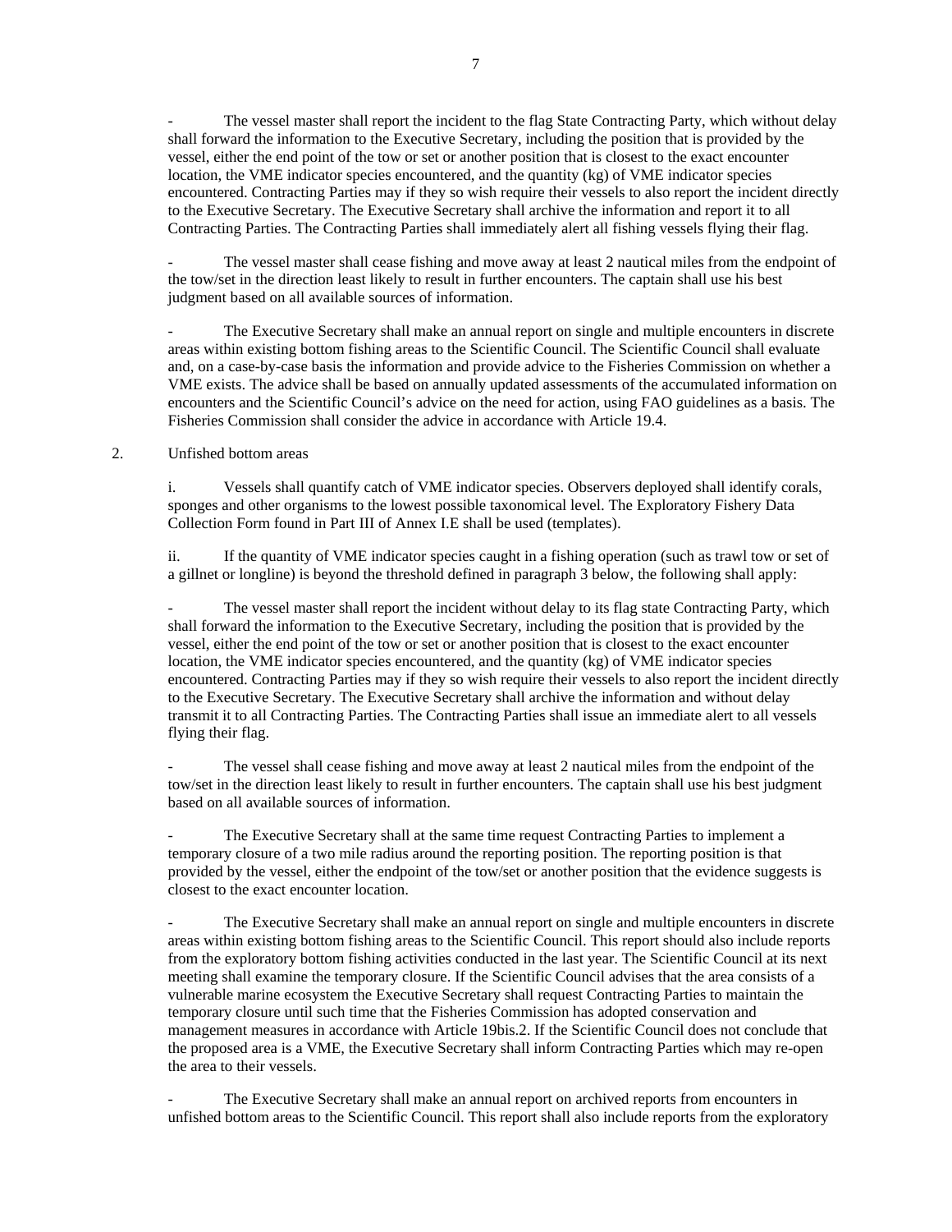- The vessel master shall report the incident to the flag State Contracting Party, which without delay shall forward the information to the Executive Secretary, including the position that is provided by the vessel, either the end point of the tow or set or another position that is closest to the exact encounter location, the VME indicator species encountered, and the quantity (kg) of VME indicator species encountered. Contracting Parties may if they so wish require their vessels to also report the incident directly to the Executive Secretary. The Executive Secretary shall archive the information and report it to all Contracting Parties. The Contracting Parties shall immediately alert all fishing vessels flying their flag.

- The vessel master shall cease fishing and move away at least 2 nautical miles from the endpoint of the tow/set in the direction least likely to result in further encounters. The captain shall use his best judgment based on all available sources of information.

- The Executive Secretary shall make an annual report on single and multiple encounters in discrete areas within existing bottom fishing areas to the Scientific Council. The Scientific Council shall evaluate and, on a case-by-case basis the information and provide advice to the Fisheries Commission on whether a VME exists. The advice shall be based on annually updated assessments of the accumulated information on encounters and the Scientific Council's advice on the need for action, using FAO guidelines as a basis. The Fisheries Commission shall consider the advice in accordance with Article 19.4.

2. Unfished bottom areas

i. Vessels shall quantify catch of VME indicator species. Observers deployed shall identify corals, sponges and other organisms to the lowest possible taxonomical level. The Exploratory Fishery Data Collection Form found in Part III of Annex I.E shall be used (templates).

ii. If the quantity of VME indicator species caught in a fishing operation (such as trawl tow or set of a gillnet or longline) is beyond the threshold defined in paragraph 3 below, the following shall apply:

- The vessel master shall report the incident without delay to its flag state Contracting Party, which shall forward the information to the Executive Secretary, including the position that is provided by the vessel, either the end point of the tow or set or another position that is closest to the exact encounter location, the VME indicator species encountered, and the quantity (kg) of VME indicator species encountered. Contracting Parties may if they so wish require their vessels to also report the incident directly to the Executive Secretary. The Executive Secretary shall archive the information and without delay transmit it to all Contracting Parties. The Contracting Parties shall issue an immediate alert to all vessels flying their flag.

- The vessel shall cease fishing and move away at least 2 nautical miles from the endpoint of the tow/set in the direction least likely to result in further encounters. The captain shall use his best judgment based on all available sources of information.

- The Executive Secretary shall at the same time request Contracting Parties to implement a temporary closure of a two mile radius around the reporting position. The reporting position is that provided by the vessel, either the endpoint of the tow/set or another position that the evidence suggests is closest to the exact encounter location.

- The Executive Secretary shall make an annual report on single and multiple encounters in discrete areas within existing bottom fishing areas to the Scientific Council. This report should also include reports from the exploratory bottom fishing activities conducted in the last year. The Scientific Council at its next meeting shall examine the temporary closure. If the Scientific Council advises that the area consists of a vulnerable marine ecosystem the Executive Secretary shall request Contracting Parties to maintain the temporary closure until such time that the Fisheries Commission has adopted conservation and management measures in accordance with Article 19bis.2. If the Scientific Council does not conclude that the proposed area is a VME, the Executive Secretary shall inform Contracting Parties which may re-open the area to their vessels.

- The Executive Secretary shall make an annual report on archived reports from encounters in unfished bottom areas to the Scientific Council. This report shall also include reports from the exploratory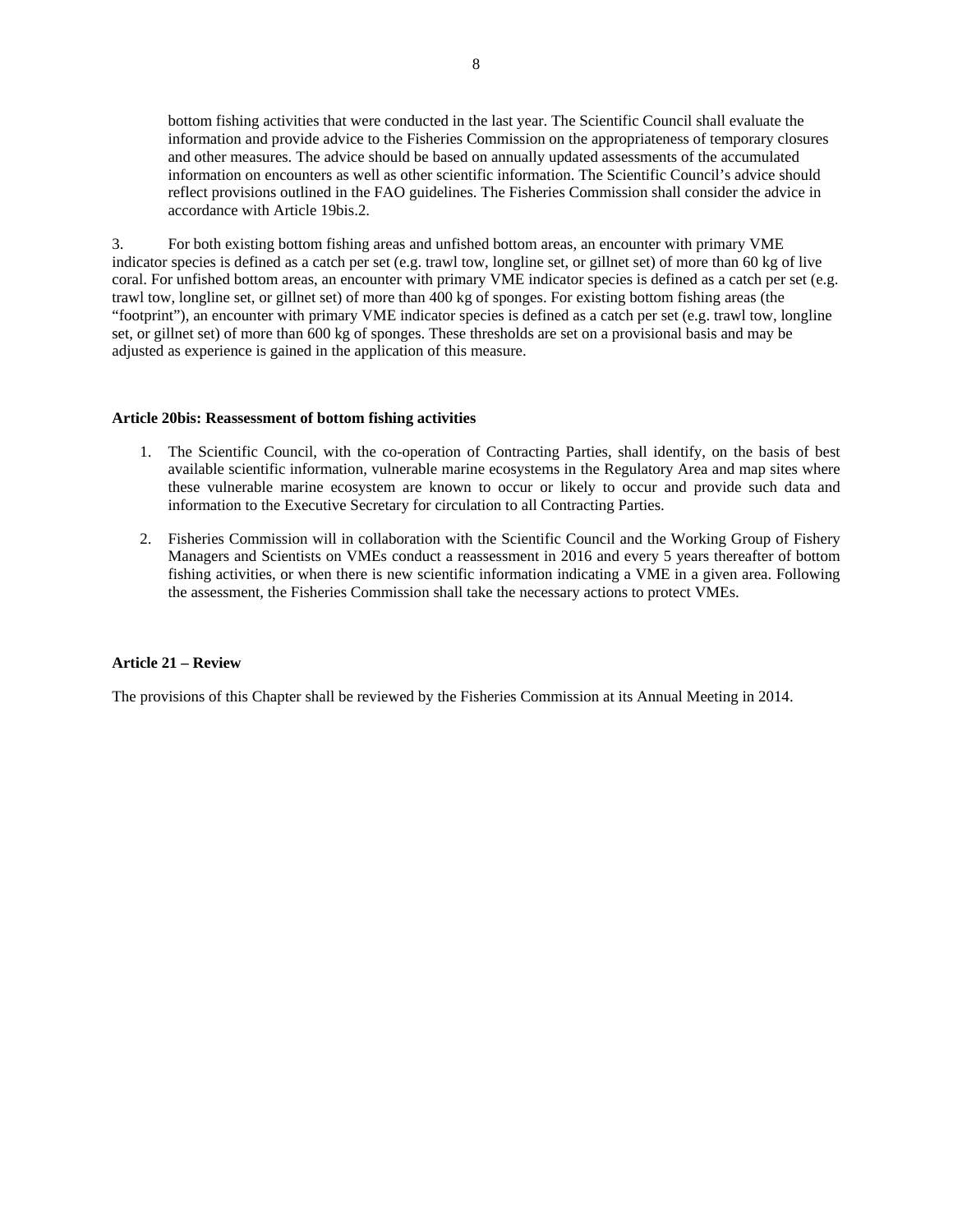bottom fishing activities that were conducted in the last year. The Scientific Council shall evaluate the information and provide advice to the Fisheries Commission on the appropriateness of temporary closures and other measures. The advice should be based on annually updated assessments of the accumulated information on encounters as well as other scientific information. The Scientific Council's advice should reflect provisions outlined in the FAO guidelines. The Fisheries Commission shall consider the advice in accordance with Article 19bis.2.

3. For both existing bottom fishing areas and unfished bottom areas, an encounter with primary VME indicator species is defined as a catch per set (e.g. trawl tow, longline set, or gillnet set) of more than 60 kg of live coral. For unfished bottom areas, an encounter with primary VME indicator species is defined as a catch per set (e.g. trawl tow, longline set, or gillnet set) of more than 400 kg of sponges. For existing bottom fishing areas (the "footprint"), an encounter with primary VME indicator species is defined as a catch per set (e.g. trawl tow, longline set, or gillnet set) of more than 600 kg of sponges. These thresholds are set on a provisional basis and may be adjusted as experience is gained in the application of this measure.

**Article 20bis: Reassessment of bottom fishing activities**

1. The Scientific Council, with the co-operation of Contracting Parties, shall identify, on the basis of best available scientific information, vulnerable marine ecosystems in the Regulatory Area and map sites where these vulnerable marine ecosystem are known to occur or likely to occur and provide such data and information to the Executive Secretary for circulation to all Contracting Parties.

2. Fisheries Commission will in collaboration with the Scientific Council and the Working Group of Fishery Managers and Scientists on VMEs conduct a reassessment in 2016 and every 5 years thereafter of bottom fishing activities, or when there is new scientific information indicating a VME in a given area. Following the assessment, the Fisheries Commission shall take the necessary actions to protect VMEs.

**Article 21 – Review**

The provisions of this Chapter shall be reviewed by the Fisheries Commission at its Annual Meeting in 2014.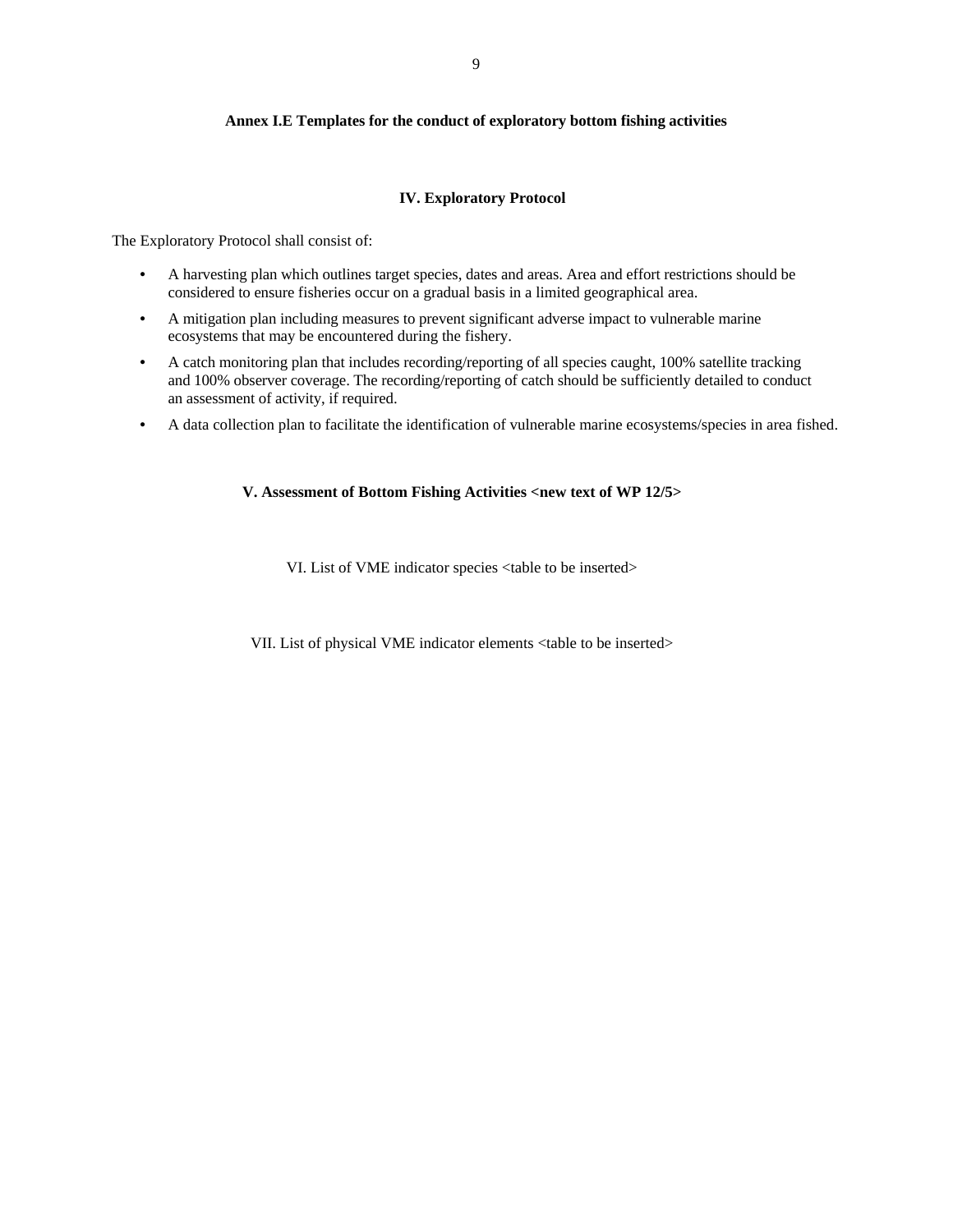**Annex I.E Templates for the conduct of exploratory bottom fishing activities**

**IV. Exploratory Protocol**

The Exploratory Protocol shall consist of:

- A harvesting plan which outlines target species, dates and areas. Area and effort restrictions should be considered to ensure fisheries occur on a gradual basis in a limited geographical area.
- A mitigation plan including measures to prevent significant adverse impact to vulnerable marine ecosystems that may be encountered during the fishery.
- A catch monitoring plan that includes recording/reporting of all species caught, 100% satellite tracking and 100% observer coverage. The recording/reporting of catch should be sufficiently detailed to conduct an assessment of activity, if required.
- A data collection plan to facilitate the identification of vulnerable marine ecosystems/species in area fished.

**V. Assessment of Bottom Fishing Activities <new text of WP 12/5>**

VI. List of VME indicator species <table to be inserted>

VII. List of physical VME indicator elements <table to be inserted>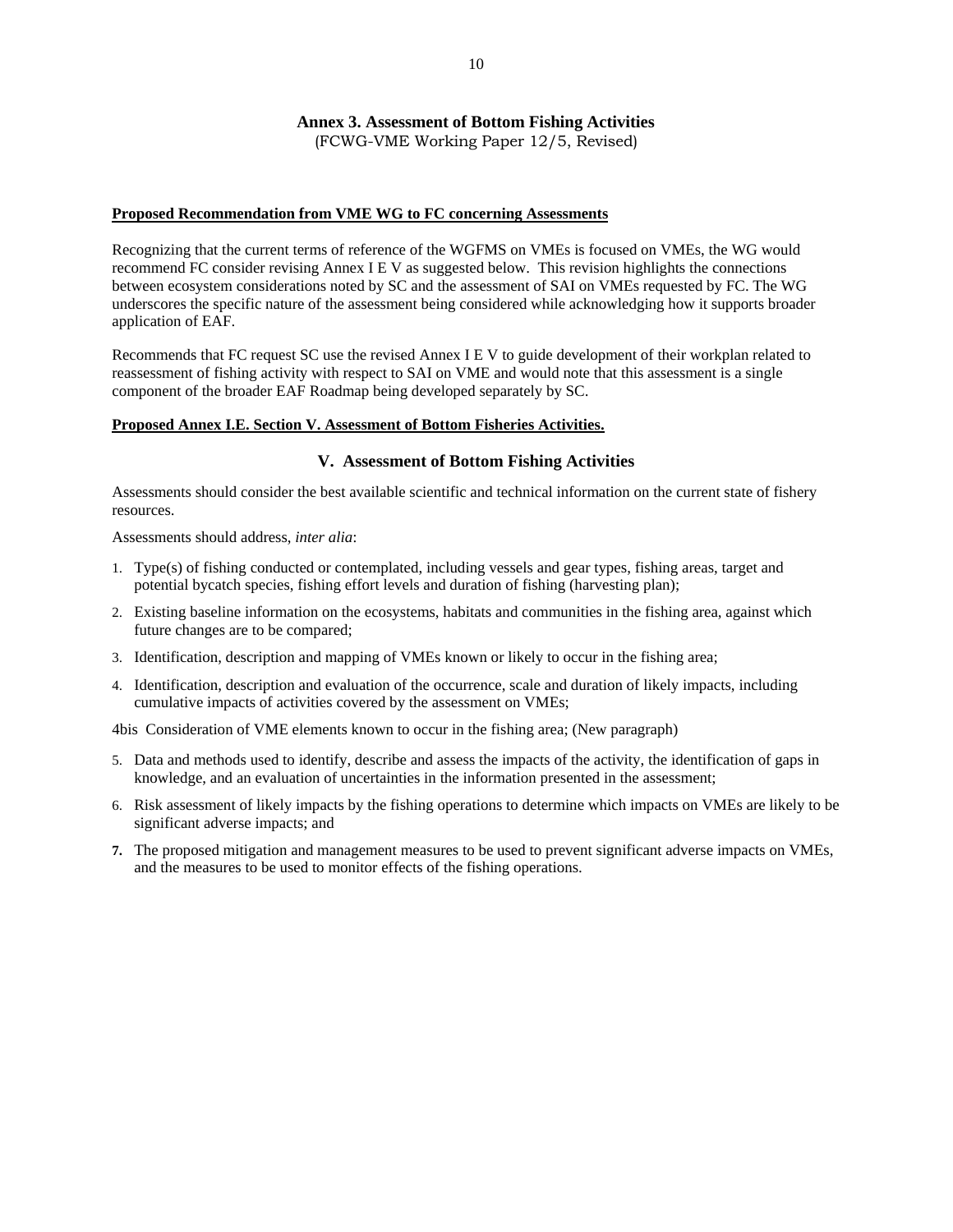# Annex 3. Assessment of Bottom Fishing Activities

(FCWG-VME Working Paper 12/5, Revised)

**Proposed Recommendation from VME WG to FC concerning Assessments**

Recognizing that the current terms of reference of the WGFMS on VMEs is focused on VMEs, the WG would recommend FC consider revising Annex I E V as suggested below. This revision highlights the connections between ecosystem considerations noted by SC and the assessment of SAI on VMEs requested by FC. The WG underscores the specific nature of the assessment being considered while acknowledging how it supports broader application of EAF.

Recommends that FC request SC use the revised Annex I E V to guide development of their workplan related to reassessment of fishing activity with respect to SAI on VME and would note that this assessment is a single component of the broader EAF Roadmap being developed separately by SC.

**Proposed Annex I.E. Section V. Assessment of Bottom Fisheries Activities.**

## V. Assessment of Bottom Fishing Activities

Assessments should consider the best available scientific and technical information on the current state of fishery resources.

Assessments should address, *inter alia*:

1. Type(s) of fishing conducted or contemplated, including vessels and gear types, fishing areas, target and potential bycatch species, fishing effort levels and duration of fishing (harvesting plan);
2. Existing baseline information on the ecosystems, habitats and communities in the fishing area, against which future changes are to be compared;
3. Identification, description and mapping of VMEs known or likely to occur in the fishing area;
4. Identification, description and evaluation of the occurrence, scale and duration of likely impacts, including cumulative impacts of activities covered by the assessment on VMEs;

4bis Consideration of VME elements known to occur in the fishing area; (New paragraph)

5. Data and methods used to identify, describe and assess the impacts of the activity, the identification of gaps in knowledge, and an evaluation of uncertainties in the information presented in the assessment;
6. Risk assessment of likely impacts by the fishing operations to determine which impacts on VMEs are likely to be significant adverse impacts; and
7. The proposed mitigation and management measures to be used to prevent significant adverse impacts on VMEs, and the measures to be used to monitor effects of the fishing operations.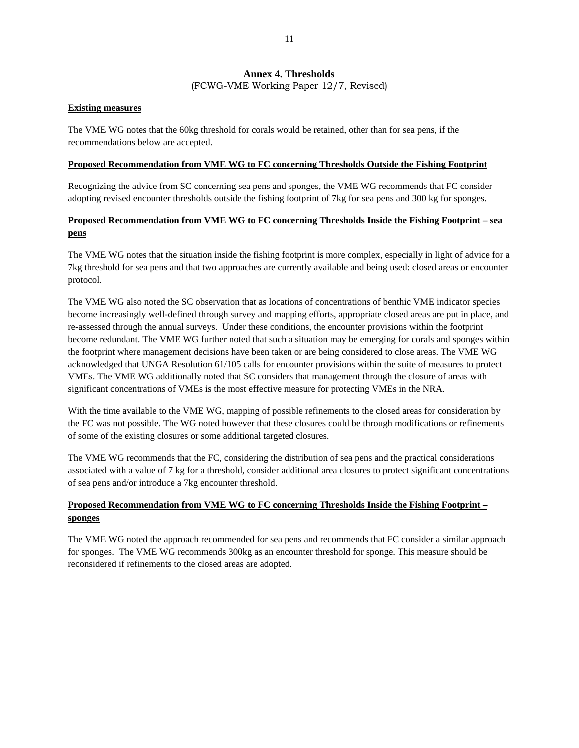# Annex 4. Thresholds

(FCWG-VME Working Paper 12/7, Revised)

**Existing measures**

The VME WG notes that the 60kg threshold for corals would be retained, other than for sea pens, if the recommendations below are accepted.

**Proposed Recommendation from VME WG to FC concerning Thresholds Outside the Fishing Footprint**

Recognizing the advice from SC concerning sea pens and sponges, the VME WG recommends that FC consider adopting revised encounter thresholds outside the fishing footprint of 7kg for sea pens and 300 kg for sponges.

**Proposed Recommendation from VME WG to FC concerning Thresholds Inside the Fishing Footprint – sea pens**

The VME WG notes that the situation inside the fishing footprint is more complex, especially in light of advice for a 7kg threshold for sea pens and that two approaches are currently available and being used: closed areas or encounter protocol.

The VME WG also noted the SC observation that as locations of concentrations of benthic VME indicator species become increasingly well-defined through survey and mapping efforts, appropriate closed areas are put in place, and re-assessed through the annual surveys. Under these conditions, the encounter provisions within the footprint become redundant. The VME WG further noted that such a situation may be emerging for corals and sponges within the footprint where management decisions have been taken or are being considered to close areas. The VME WG acknowledged that UNGA Resolution 61/105 calls for encounter provisions within the suite of measures to protect VMEs. The VME WG additionally noted that SC considers that management through the closure of areas with significant concentrations of VMEs is the most effective measure for protecting VMEs in the NRA.

With the time available to the VME WG, mapping of possible refinements to the closed areas for consideration by the FC was not possible. The WG noted however that these closures could be through modifications or refinements of some of the existing closures or some additional targeted closures.

The VME WG recommends that the FC, considering the distribution of sea pens and the practical considerations associated with a value of 7 kg for a threshold, consider additional area closures to protect significant concentrations of sea pens and/or introduce a 7kg encounter threshold.

**Proposed Recommendation from VME WG to FC concerning Thresholds Inside the Fishing Footprint – sponges**

The VME WG noted the approach recommended for sea pens and recommends that FC consider a similar approach for sponges. The VME WG recommends 300kg as an encounter threshold for sponge. This measure should be reconsidered if refinements to the closed areas are adopted.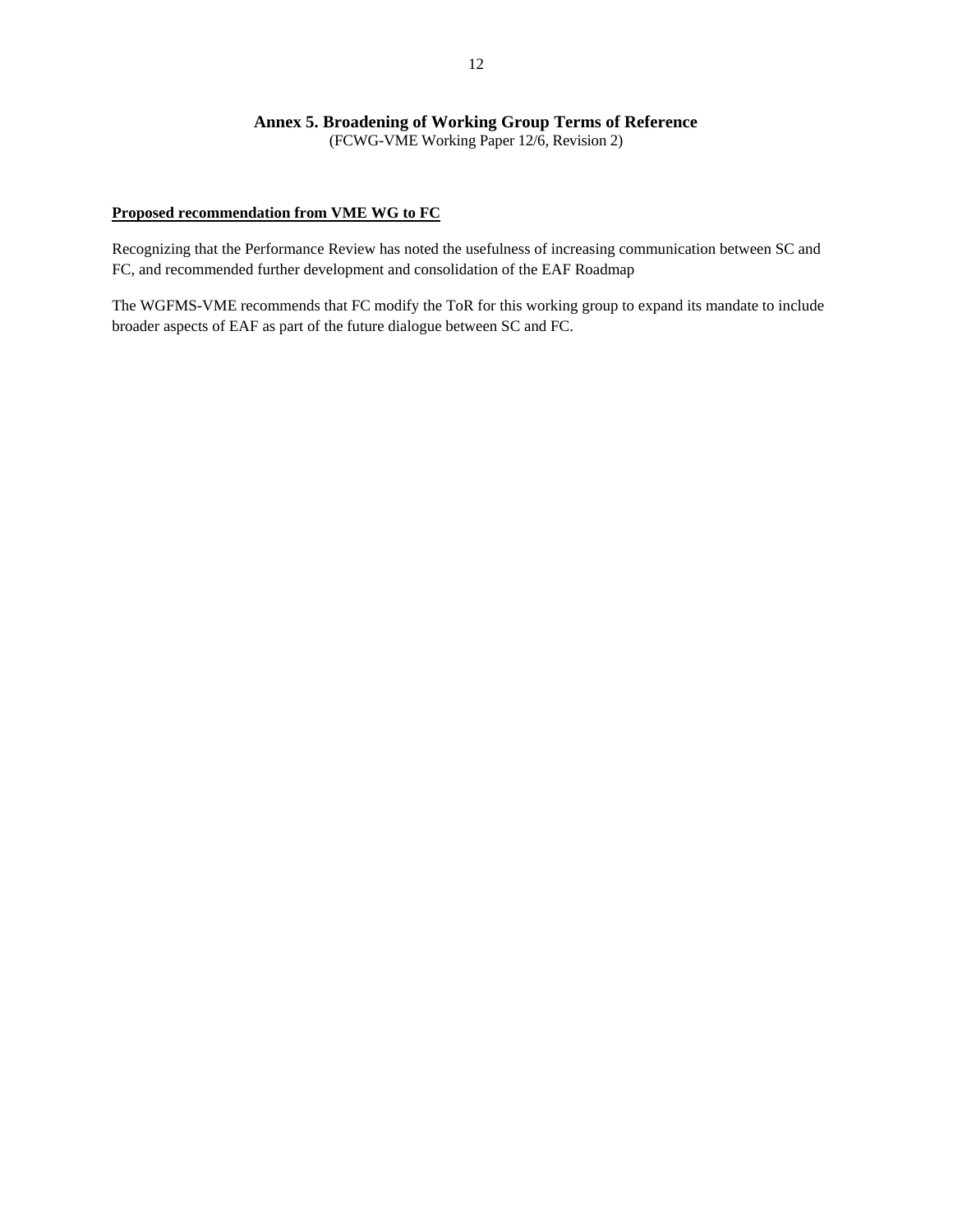# Annex 5. Broadening of Working Group Terms of Reference

(FCWG-VME Working Paper 12/6, Revision 2)

**Proposed recommendation from VME WG to FC**

Recognizing that the Performance Review has noted the usefulness of increasing communication between SC and FC, and recommended further development and consolidation of the EAF Roadmap

The WGFMS-VME recommends that FC modify the ToR for this working group to expand its mandate to include broader aspects of EAF as part of the future dialogue between SC and FC.